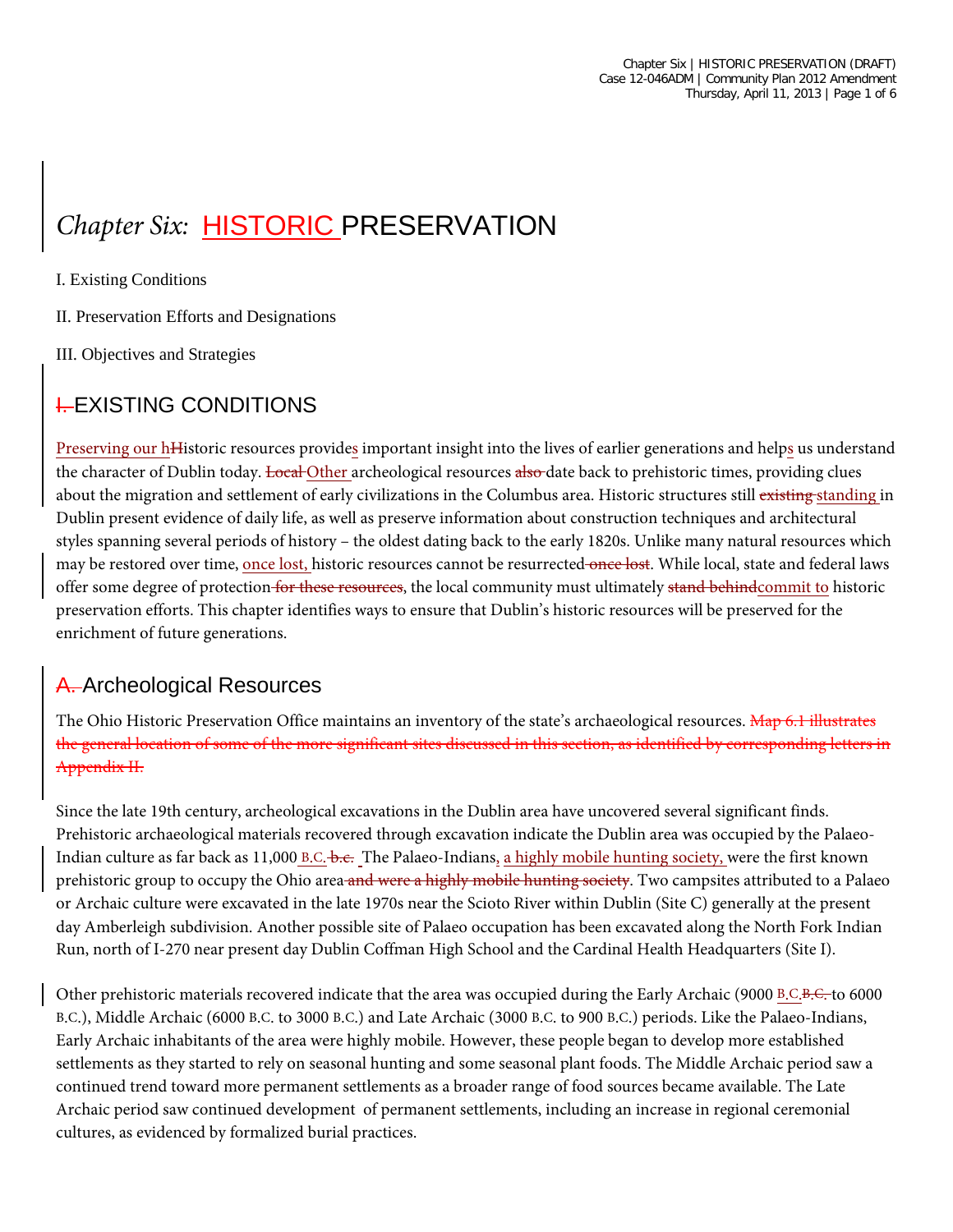# *Chapter Six:* HISTORIC PRESERVATION

I. Existing Conditions

II. Preservation Efforts and Designations

III. Objectives and Strategies

## ~~I.~~ EXISTING CONDITIONS

Preserving our h~~H~~istoric resources provides important insight into the lives of earlier generations and helps us understand the character of Dublin today. ~~Local~~ Other archeological resources ~~also~~ date back to prehistoric times, providing clues about the migration and settlement of early civilizations in the Columbus area. Historic structures still ~~existing~~ standing in Dublin present evidence of daily life, as well as preserve information about construction techniques and architectural styles spanning several periods of history – the oldest dating back to the early 1820s. Unlike many natural resources which may be restored over time, once lost, historic resources cannot be resurrected ~~once lost~~. While local, state and federal laws offer some degree of protection ~~for these resources~~, the local community must ultimately ~~stand behind~~commit to historic preservation efforts. This chapter identifies ways to ensure that Dublin's historic resources will be preserved for the enrichment of future generations.

### ~~A.~~ Archeological Resources

The Ohio Historic Preservation Office maintains an inventory of the state's archaeological resources. ~~Map 6.1 illustrates the general location of some of the more significant sites discussed in this section, as identified by corresponding letters in Appendix II.~~

Since the late 19th century, archeological excavations in the Dublin area have uncovered several significant finds. Prehistoric archaeological materials recovered through excavation indicate the Dublin area was occupied by the Palaeo-Indian culture as far back as 11,000 B.C. ~~b.c.~~ The Palaeo-Indians, a highly mobile hunting society, were the first known prehistoric group to occupy the Ohio area ~~and were a highly mobile hunting society~~. Two campsites attributed to a Palaeo or Archaic culture were excavated in the late 1970s near the Scioto River within Dublin (Site C) generally at the present day Amberleigh subdivision. Another possible site of Palaeo occupation has been excavated along the North Fork Indian Run, north of I-270 near present day Dublin Coffman High School and the Cardinal Health Headquarters (Site I).

Other prehistoric materials recovered indicate that the area was occupied during the Early Archaic (9000 B.C.~~B.C.~~ to 6000 B.C.), Middle Archaic (6000 B.C. to 3000 B.C.) and Late Archaic (3000 B.C. to 900 B.C.) periods. Like the Palaeo-Indians, Early Archaic inhabitants of the area were highly mobile. However, these people began to develop more established settlements as they started to rely on seasonal hunting and some seasonal plant foods. The Middle Archaic period saw a continued trend toward more permanent settlements as a broader range of food sources became available. The Late Archaic period saw continued development of permanent settlements, including an increase in regional ceremonial cultures, as evidenced by formalized burial practices.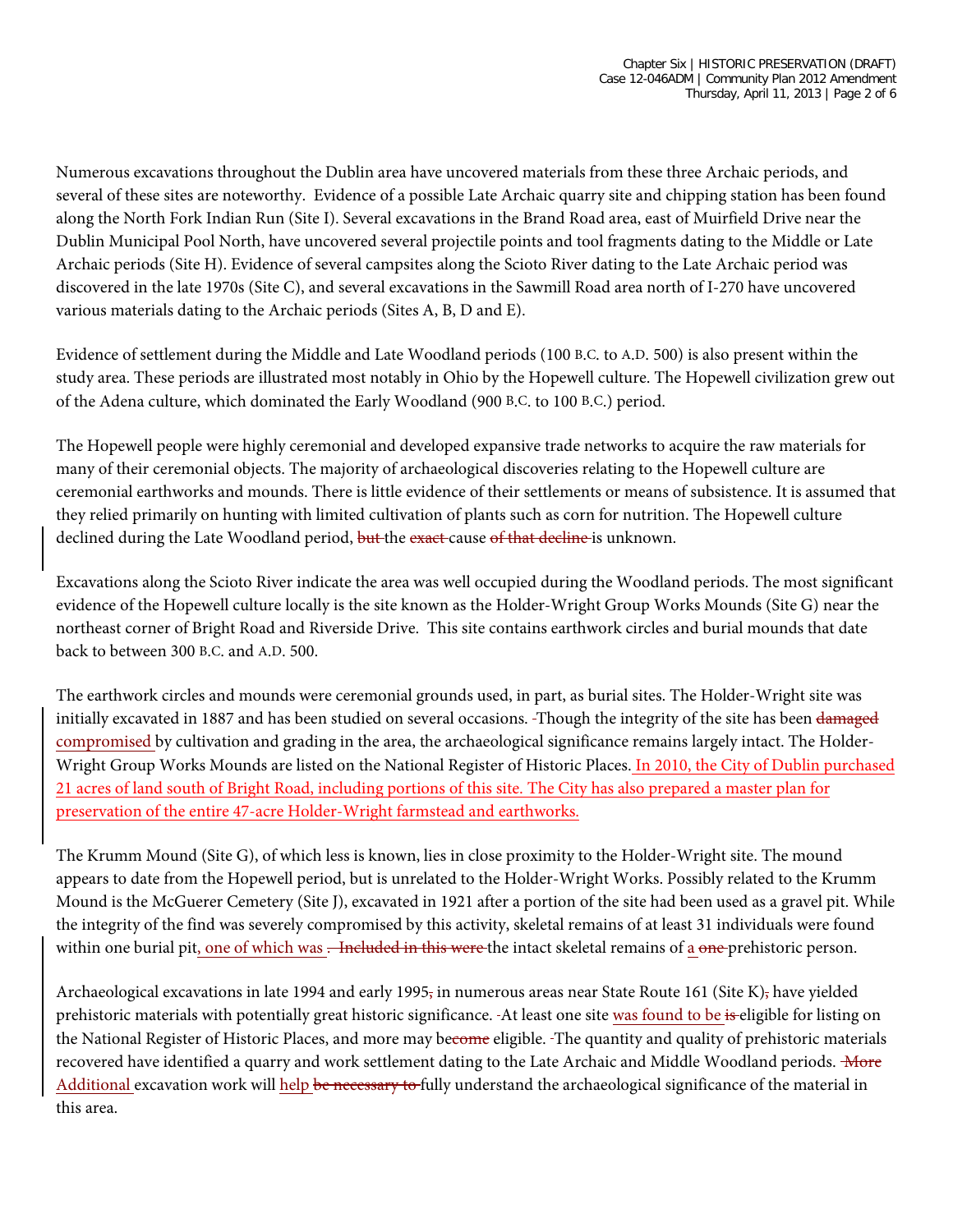Numerous excavations throughout the Dublin area have uncovered materials from these three Archaic periods, and several of these sites are noteworthy. Evidence of a possible Late Archaic quarry site and chipping station has been found along the North Fork Indian Run (Site I). Several excavations in the Brand Road area, east of Muirfield Drive near the Dublin Municipal Pool North, have uncovered several projectile points and tool fragments dating to the Middle or Late Archaic periods (Site H). Evidence of several campsites along the Scioto River dating to the Late Archaic period was discovered in the late 1970s (Site C), and several excavations in the Sawmill Road area north of I-270 have uncovered various materials dating to the Archaic periods (Sites A, B, D and E).

Evidence of settlement during the Middle and Late Woodland periods (100 B.C. to A.D. 500) is also present within the study area. These periods are illustrated most notably in Ohio by the Hopewell culture. The Hopewell civilization grew out of the Adena culture, which dominated the Early Woodland (900 B.C. to 100 B.C.) period.

The Hopewell people were highly ceremonial and developed expansive trade networks to acquire the raw materials for many of their ceremonial objects. The majority of archaeological discoveries relating to the Hopewell culture are ceremonial earthworks and mounds. There is little evidence of their settlements or means of subsistence. It is assumed that they relied primarily on hunting with limited cultivation of plants such as corn for nutrition. The Hopewell culture declined during the Late Woodland period, ~~but~~ the ~~exact~~ cause ~~of that decline~~ is unknown.

Excavations along the Scioto River indicate the area was well occupied during the Woodland periods. The most significant evidence of the Hopewell culture locally is the site known as the Holder-Wright Group Works Mounds (Site G) near the northeast corner of Bright Road and Riverside Drive. This site contains earthwork circles and burial mounds that date back to between 300 B.C. and A.D. 500.

The earthwork circles and mounds were ceremonial grounds used, in part, as burial sites. The Holder-Wright site was initially excavated in 1887 and has been studied on several occasions. Though the integrity of the site has been ~~damaged~~ <u>compromised</u> by cultivation and grading in the area, the archaeological significance remains largely intact. The Holder-Wright Group Works Mounds are listed on the National Register of Historic Places. <u>In 2010, the City of Dublin purchased 21 acres of land south of Bright Road, including portions of this site. The City has also prepared a master plan for preservation of the entire 47-acre Holder-Wright farmstead and earthworks.</u>

The Krumm Mound (Site G), of which less is known, lies in close proximity to the Holder-Wright site. The mound appears to date from the Hopewell period, but is unrelated to the Holder-Wright Works. Possibly related to the Krumm Mound is the McGuerer Cemetery (Site J), excavated in 1921 after a portion of the site had been used as a gravel pit. While the integrity of the find was severely compromised by this activity, skeletal remains of at least 31 individuals were found within one burial pit<u>, one of which was</u> ~~. Included in this were~~ the intact skeletal remains of <u>a</u> ~~one~~ prehistoric person.

Archaeological excavations in late 1994 and early 1995~~,~~ in numerous areas near State Route 161 (Site K)~~,~~ have yielded prehistoric materials with potentially great historic significance. At least one site <u>was found to be</u> ~~is~~ eligible for listing on the National Register of Historic Places, and more may be~~come~~ eligible. The quantity and quality of prehistoric materials recovered have identified a quarry and work settlement dating to the Late Archaic and Middle Woodland periods. ~~More~~ <u>Additional</u> excavation work will <u>help</u> ~~be necessary to~~ fully understand the archaeological significance of the material in this area.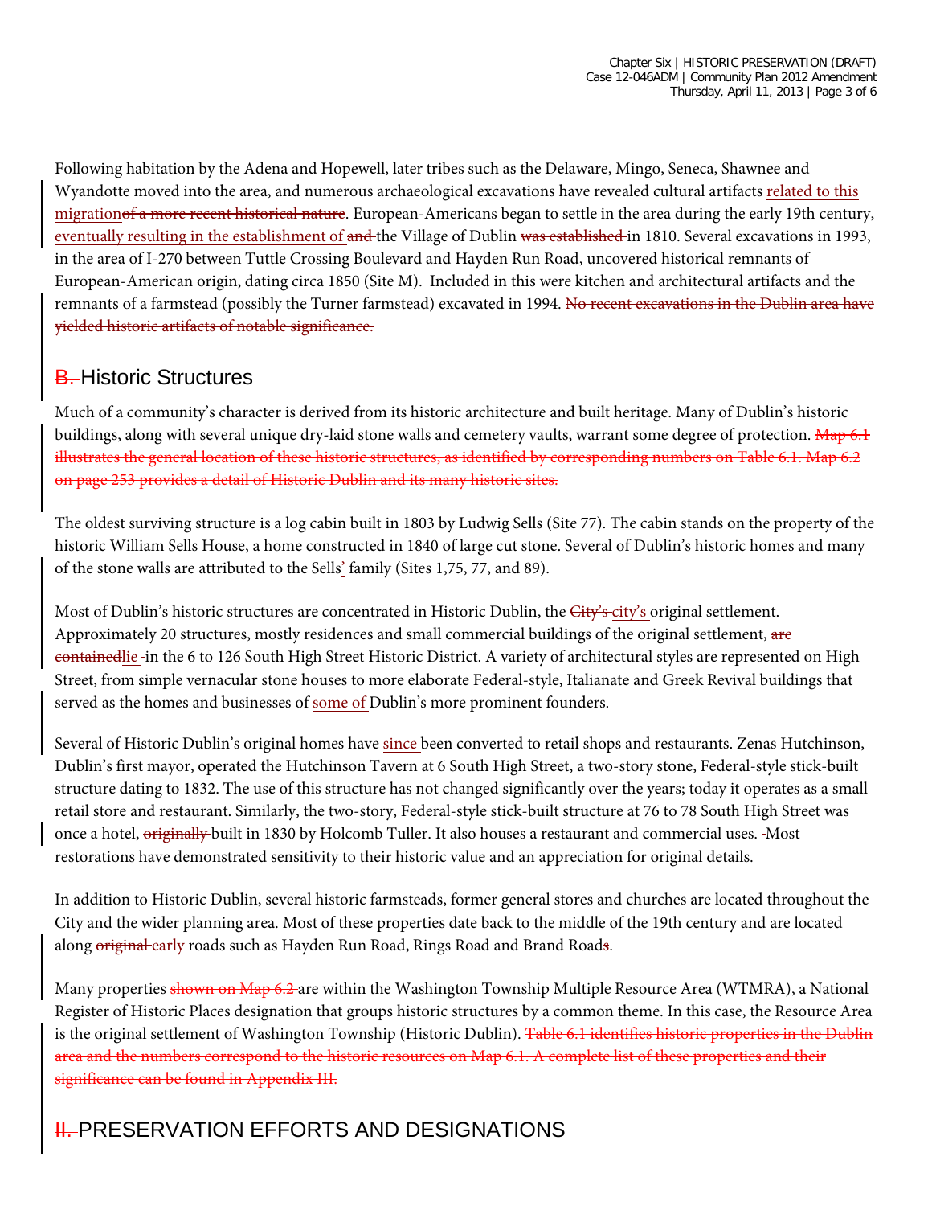Following habitation by the Adena and Hopewell, later tribes such as the Delaware, Mingo, Seneca, Shawnee and Wyandotte moved into the area, and numerous archaeological excavations have revealed cultural artifacts related to this migration~~of a more recent historical nature~~. European-Americans began to settle in the area during the early 19th century, eventually resulting in the establishment of ~~and~~ the Village of Dublin ~~was established~~ in 1810. Several excavations in 1993, in the area of I-270 between Tuttle Crossing Boulevard and Hayden Run Road, uncovered historical remnants of European-American origin, dating circa 1850 (Site M). Included in this were kitchen and architectural artifacts and the remnants of a farmstead (possibly the Turner farmstead) excavated in 1994. ~~No recent excavations in the Dublin area have yielded historic artifacts of notable significance.~~

## ~~B.~~ Historic Structures

Much of a community's character is derived from its historic architecture and built heritage. Many of Dublin's historic buildings, along with several unique dry-laid stone walls and cemetery vaults, warrant some degree of protection. ~~Map 6.1 illustrates the general location of these historic structures, as identified by corresponding numbers on Table 6.1. Map 6.2 on page 253 provides a detail of Historic Dublin and its many historic sites.~~

The oldest surviving structure is a log cabin built in 1803 by Ludwig Sells (Site 77). The cabin stands on the property of the historic William Sells House, a home constructed in 1840 of large cut stone. Several of Dublin's historic homes and many of the stone walls are attributed to the Sells' family (Sites 1,75, 77, and 89).

Most of Dublin's historic structures are concentrated in Historic Dublin, the ~~City's~~ city's original settlement. Approximately 20 structures, mostly residences and small commercial buildings of the original settlement, ~~are contained~~lie in the 6 to 126 South High Street Historic District. A variety of architectural styles are represented on High Street, from simple vernacular stone houses to more elaborate Federal-style, Italianate and Greek Revival buildings that served as the homes and businesses of some of Dublin's more prominent founders.

Several of Historic Dublin's original homes have since been converted to retail shops and restaurants. Zenas Hutchinson, Dublin's first mayor, operated the Hutchinson Tavern at 6 South High Street, a two-story stone, Federal-style stick-built structure dating to 1832. The use of this structure has not changed significantly over the years; today it operates as a small retail store and restaurant. Similarly, the two-story, Federal-style stick-built structure at 76 to 78 South High Street was once a hotel, ~~originally~~ built in 1830 by Holcomb Tuller. It also houses a restaurant and commercial uses. Most restorations have demonstrated sensitivity to their historic value and an appreciation for original details.

In addition to Historic Dublin, several historic farmsteads, former general stores and churches are located throughout the City and the wider planning area. Most of these properties date back to the middle of the 19th century and are located along ~~original~~ early roads such as Hayden Run Road, Rings Road and Brand Road~~s~~.

Many properties ~~shown on Map 6.2~~ are within the Washington Township Multiple Resource Area (WTMRA), a National Register of Historic Places designation that groups historic structures by a common theme. In this case, the Resource Area is the original settlement of Washington Township (Historic Dublin). ~~Table 6.1 identifies historic properties in the Dublin area and the numbers correspond to the historic resources on Map 6.1. A complete list of these properties and their significance can be found in Appendix III.~~

# ~~II.~~ PRESERVATION EFFORTS AND DESIGNATIONS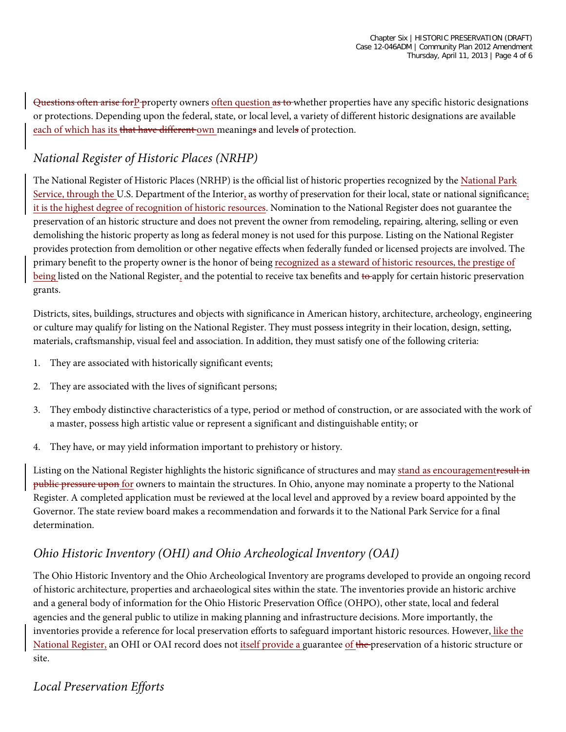~~Questions often arise for~~P~~p~~roperty owners often question ~~as to~~ whether properties have any specific historic designations or protections. Depending upon the federal, state, or local level, a variety of different historic designations are available each of which has its ~~that have different~~ own meaning~~s~~ and level~~s~~ of protection.

## *National Register of Historic Places (NRHP)*

The National Register of Historic Places (NRHP) is the official list of historic properties recognized by the National Park Service, through the U.S. Department of the Interior, as worthy of preservation for their local, state or national significance; it is the highest degree of recognition of historic resources. Nomination to the National Register does not guarantee the preservation of an historic structure and does not prevent the owner from remodeling, repairing, altering, selling or even demolishing the historic property as long as federal money is not used for this purpose. Listing on the National Register provides protection from demolition or other negative effects when federally funded or licensed projects are involved. The primary benefit to the property owner is the honor of being recognized as a steward of historic resources, the prestige of being listed on the National Register, and the potential to receive tax benefits and ~~to~~ apply for certain historic preservation grants.

Districts, sites, buildings, structures and objects with significance in American history, architecture, archeology, engineering or culture may qualify for listing on the National Register. They must possess integrity in their location, design, setting, materials, craftsmanship, visual feel and association. In addition, they must satisfy one of the following criteria:

1. They are associated with historically significant events;
2. They are associated with the lives of significant persons;
3. They embody distinctive characteristics of a type, period or method of construction, or are associated with the work of a master, possess high artistic value or represent a significant and distinguishable entity; or
4. They have, or may yield information important to prehistory or history.

Listing on the National Register highlights the historic significance of structures and may stand as encouragement~~result in public pressure upon~~ for owners to maintain the structures. In Ohio, anyone may nominate a property to the National Register. A completed application must be reviewed at the local level and approved by a review board appointed by the Governor. The state review board makes a recommendation and forwards it to the National Park Service for a final determination.

## *Ohio Historic Inventory (OHI) and Ohio Archeological Inventory (OAI)*

The Ohio Historic Inventory and the Ohio Archeological Inventory are programs developed to provide an ongoing record of historic architecture, properties and archaeological sites within the state. The inventories provide an historic archive and a general body of information for the Ohio Historic Preservation Office (OHPO), other state, local and federal agencies and the general public to utilize in making planning and infrastructure decisions. More importantly, the inventories provide a reference for local preservation efforts to safeguard important historic resources. However, like the National Register, an OHI or OAI record does not itself provide a guarantee of ~~the~~ preservation of a historic structure or site.

## *Local Preservation Efforts*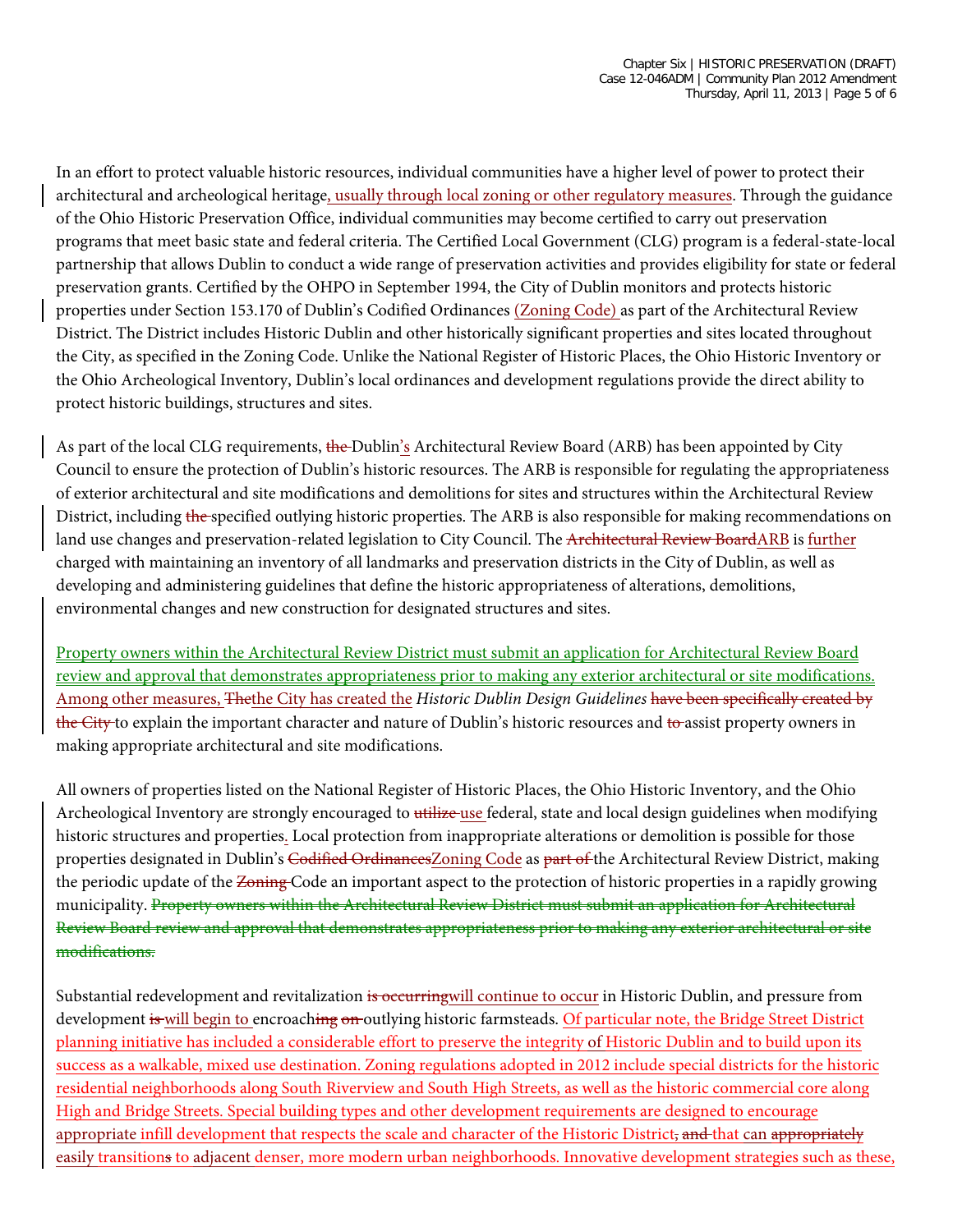In an effort to protect valuable historic resources, individual communities have a higher level of power to protect their architectural and archeological heritage, usually through local zoning or other regulatory measures. Through the guidance of the Ohio Historic Preservation Office, individual communities may become certified to carry out preservation programs that meet basic state and federal criteria. The Certified Local Government (CLG) program is a federal-state-local partnership that allows Dublin to conduct a wide range of preservation activities and provides eligibility for state or federal preservation grants. Certified by the OHPO in September 1994, the City of Dublin monitors and protects historic properties under Section 153.170 of Dublin's Codified Ordinances (Zoning Code) as part of the Architectural Review District. The District includes Historic Dublin and other historically significant properties and sites located throughout the City, as specified in the Zoning Code. Unlike the National Register of Historic Places, the Ohio Historic Inventory or the Ohio Archeological Inventory, Dublin's local ordinances and development regulations provide the direct ability to protect historic buildings, structures and sites.

As part of the local CLG requirements, ~~the~~ Dublin's Architectural Review Board (ARB) has been appointed by City Council to ensure the protection of Dublin's historic resources. The ARB is responsible for regulating the appropriateness of exterior architectural and site modifications and demolitions for sites and structures within the Architectural Review District, including ~~the~~ specified outlying historic properties. The ARB is also responsible for making recommendations on land use changes and preservation-related legislation to City Council. The ~~Architectural Review Board~~ARB is further charged with maintaining an inventory of all landmarks and preservation districts in the City of Dublin, as well as developing and administering guidelines that define the historic appropriateness of alterations, demolitions, environmental changes and new construction for designated structures and sites.

Property owners within the Architectural Review District must submit an application for Architectural Review Board review and approval that demonstrates appropriateness prior to making any exterior architectural or site modifications. Among other measures, ~~The~~the City has created the *Historic Dublin Design Guidelines* ~~have been specifically created by the City~~ to explain the important character and nature of Dublin's historic resources and ~~to~~ assist property owners in making appropriate architectural and site modifications.

All owners of properties listed on the National Register of Historic Places, the Ohio Historic Inventory, and the Ohio Archeological Inventory are strongly encouraged to ~~utilize~~ use federal, state and local design guidelines when modifying historic structures and properties. Local protection from inappropriate alterations or demolition is possible for those properties designated in Dublin's ~~Codified Ordinances~~Zoning Code as ~~part of~~ the Architectural Review District, making the periodic update of the ~~Zoning~~ Code an important aspect to the protection of historic properties in a rapidly growing municipality. ~~Property owners within the Architectural Review District must submit an application for Architectural Review Board review and approval that demonstrates appropriateness prior to making any exterior architectural or site modifications.~~

Substantial redevelopment and revitalization ~~is occurring~~will continue to occur in Historic Dublin, and pressure from development ~~is~~ will begin to encroach~~ing~~ ~~on~~ outlying historic farmsteads. Of particular note, the Bridge Street District planning initiative has included a considerable effort to preserve the integrity of Historic Dublin and to build upon its success as a walkable, mixed use destination. Zoning regulations adopted in 2012 include special districts for the historic residential neighborhoods along South Riverview and South High Streets, as well as the historic commercial core along High and Bridge Streets. Special building types and other development requirements are designed to encourage appropriate infill development that respects the scale and character of the Historic District~~, and~~ that can ~~appropriately~~ easily transition~~s~~ to adjacent denser, more modern urban neighborhoods. Innovative development strategies such as these,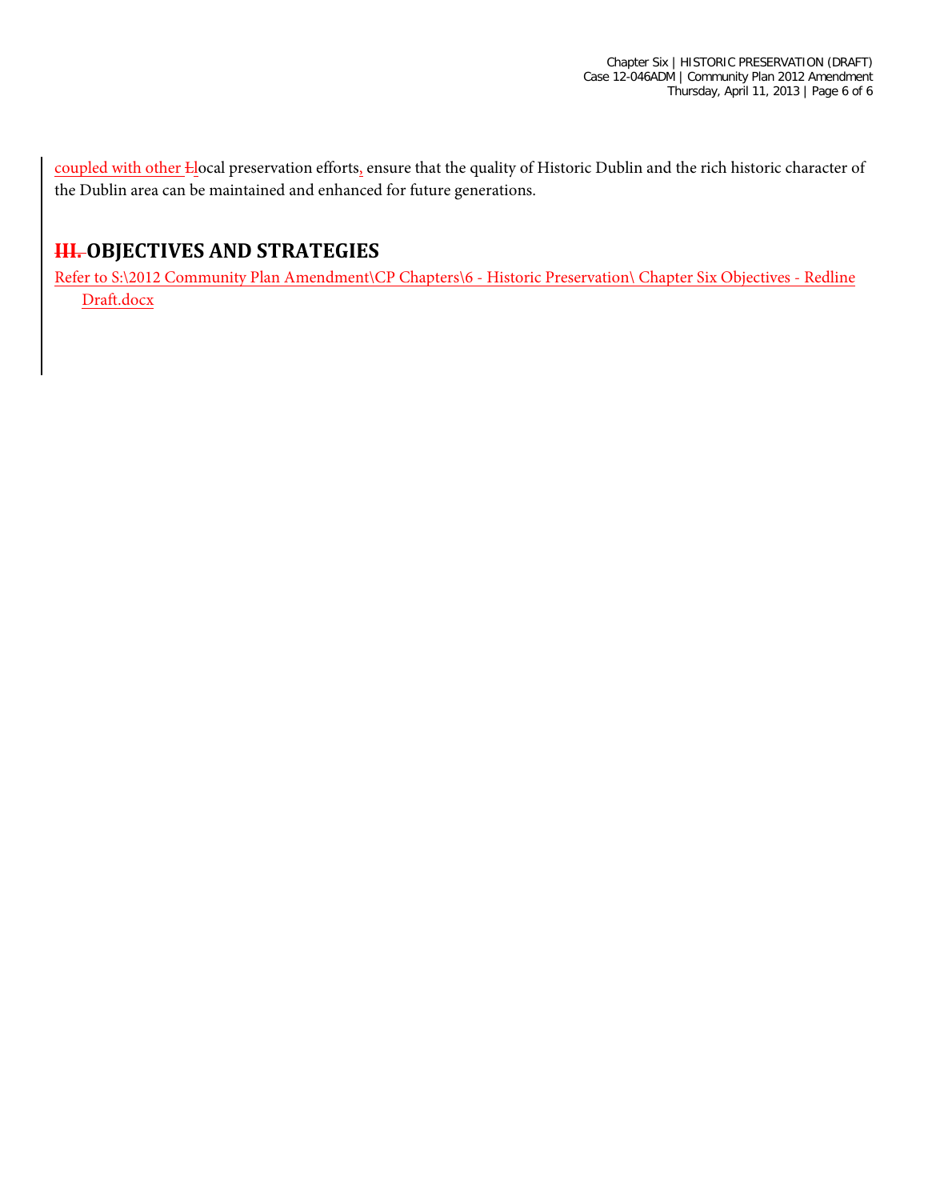coupled with other Llocal preservation efforts, ensure that the quality of Historic Dublin and the rich historic character of the Dublin area can be maintained and enhanced for future generations.

## III. OBJECTIVES AND STRATEGIES

Refer to S:\2012 Community Plan Amendment\CP Chapters\6 - Historic Preservation\ Chapter Six Objectives - Redline Draft.docx